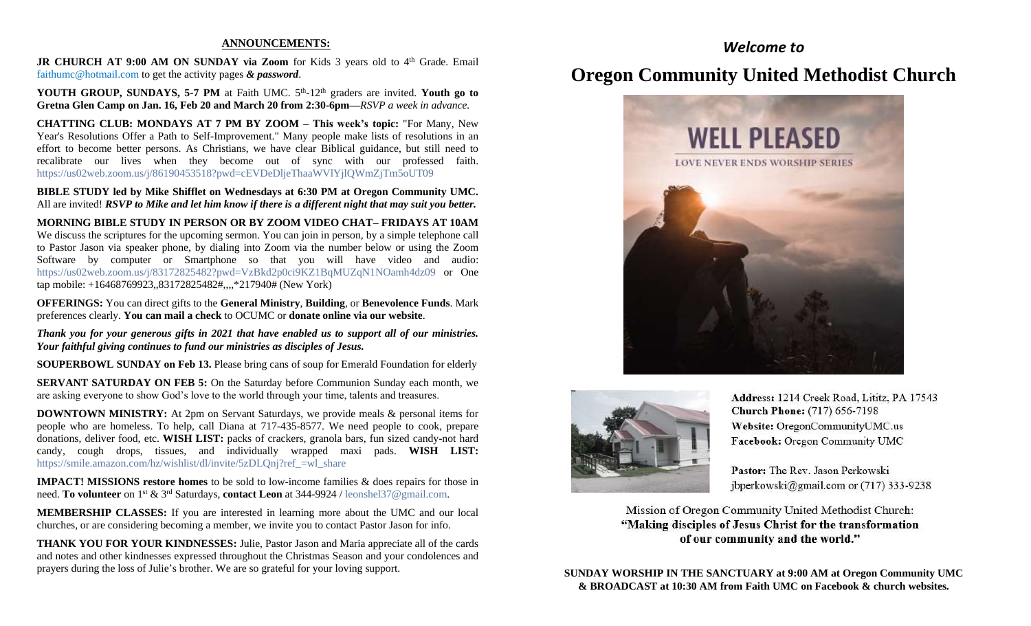## ANNOUNCEMENTS:

**JR CHURCH AT 9:00 AM ON SUNDAY via Zoom** for Kids 3 years old to 4th Grade. Email faithumc@hotmail.com to get the activity pages ***& password***.

**YOUTH GROUP, SUNDAYS, 5-7 PM** at Faith UMC. 5th-12th graders are invited. **Youth go to Gretna Glen Camp on Jan. 16, Feb 20 and March 20 from 2:30-6pm—***RSVP a week in advance.*

**CHATTING CLUB: MONDAYS AT 7 PM BY ZOOM – This week's topic:** "For Many, New Year's Resolutions Offer a Path to Self-Improvement." Many people make lists of resolutions in an effort to become better persons. As Christians, we have clear Biblical guidance, but still need to recalibrate our lives when they become out of sync with our professed faith. https://us02web.zoom.us/j/86190453518?pwd=cEVDeDljeThaaWVlYjlQWmZjTm5oUT09

**BIBLE STUDY led by Mike Shifflet on Wednesdays at 6:30 PM at Oregon Community UMC.** All are invited! ***RSVP to Mike and let him know if there is a different night that may suit you better.***

**MORNING BIBLE STUDY IN PERSON OR BY ZOOM VIDEO CHAT– FRIDAYS AT 10AM** We discuss the scriptures for the upcoming sermon. You can join in person, by a simple telephone call to Pastor Jason via speaker phone, by dialing into Zoom via the number below or using the Zoom Software by computer or Smartphone so that you will have video and audio: https://us02web.zoom.us/j/83172825482?pwd=VzBkd2p0ci9KZ1BqMUZqN1NOamh4dz09 or One tap mobile: +16468769923,,83172825482#,,,,*217940# (New York)

**OFFERINGS:** You can direct gifts to the **General Ministry**, **Building**, or **Benevolence Funds**. Mark preferences clearly. **You can mail a check** to OCUMC or **donate online via our website**.

***Thank you for your generous gifts in 2021 that have enabled us to support all of our ministries. Your faithful giving continues to fund our ministries as disciples of Jesus.***

**SOUPERBOWL SUNDAY on Feb 13.** Please bring cans of soup for Emerald Foundation for elderly

**SERVANT SATURDAY ON FEB 5:** On the Saturday before Communion Sunday each month, we are asking everyone to show God's love to the world through your time, talents and treasures.

**DOWNTOWN MINISTRY:** At 2pm on Servant Saturdays, we provide meals & personal items for people who are homeless. To help, call Diana at 717-435-8577. We need people to cook, prepare donations, deliver food, etc. **WISH LIST:** packs of crackers, granola bars, fun sized candy-not hard candy, cough drops, tissues, and individually wrapped maxi pads. **WISH LIST:** https://smile.amazon.com/hz/wishlist/dl/invite/5zDLQnj?ref_=wl_share

**IMPACT! MISSIONS restore homes** to be sold to low-income families & does repairs for those in need. **To volunteer** on 1st & 3rd Saturdays, **contact Leon** at 344-9924 / leonshel37@gmail.com.

**MEMBERSHIP CLASSES:** If you are interested in learning more about the UMC and our local churches, or are considering becoming a member, we invite you to contact Pastor Jason for info.

**THANK YOU FOR YOUR KINDNESSES:** Julie, Pastor Jason and Maria appreciate all of the cards and notes and other kindnesses expressed throughout the Christmas Season and your condolences and prayers during the loss of Julie's brother. We are so grateful for your loving support.

## *Welcome to*

# Oregon Community United Methodist Church

WELL PLEASED

LOVE NEVER ENDS WORSHIP SERIES

**Address:** 1214 Creek Road, Lititz, PA 17543
**Church Phone:** (717) 656-7198
**Website:** OregonCommunityUMC.us
**Facebook:** Oregon Community UMC

**Pastor:** The Rev. Jason Perkowski
jbperkowski@gmail.com or (717) 333-9238

Mission of Oregon Community United Methodist Church:
**"Making disciples of Jesus Christ for the transformation of our community and the world."**

**SUNDAY WORSHIP IN THE SANCTUARY at 9:00 AM at Oregon Community UMC & BROADCAST at 10:30 AM from Faith UMC on Facebook & church websites.**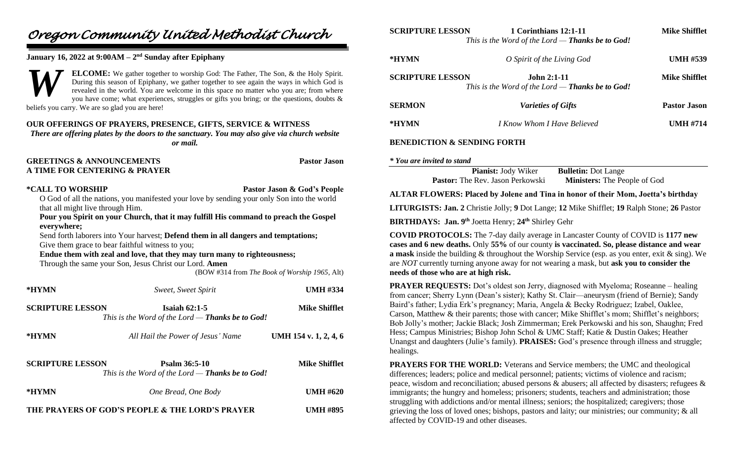# Oregon Community United Methodist Church

**January 16, 2022 at 9:00AM – 2nd Sunday after Epiphany**

**WELCOME:** We gather together to worship God: The Father, The Son, & the Holy Spirit. During this season of Epiphany, we gather together to see again the ways in which God is revealed in the world. You are welcome in this space no matter who you are; from where you have come; what experiences, struggles or gifts you bring; or the questions, doubts & beliefs you carry. We are so glad you are here!

**OUR OFFERINGS OF PRAYERS, PRESENCE, GIFTS, SERVICE & WITNESS**

*There are offering plates by the doors to the sanctuary. You may also give via church website or mail.*

**GREETINGS & ANNOUNCEMENTS** — **Pastor Jason**

**A TIME FOR CENTERING & PRAYER**

**\*CALL TO WORSHIP** — **Pastor Jason & God's People**

O God of all the nations, you manifested your love by sending your only Son into the world that all might live through Him.

**Pour you Spirit on your Church, that it may fulfill His command to preach the Gospel everywhere;**

Send forth laborers into Your harvest; **Defend them in all dangers and temptations;**

Give them grace to bear faithful witness to you;

**Endue them with zeal and love, that they may turn many to righteousness;**

Through the same your Son, Jesus Christ our Lord. **Amen**

(BOW #314 from *The Book of Worship 1965*, Alt)

| | | |
|---|---|---|
| **\*HYMN** | *Sweet, Sweet Spirit* | **UMH #334** |
| **SCRIPTURE LESSON** | **Isaiah 62:1-5** | **Mike Shifflet** |
| | *This is the Word of the Lord — **Thanks be to God!*** | |
| **\*HYMN** | *All Hail the Power of Jesus' Name* | **UMH 154 v. 1, 2, 4, 6** |
| **SCRIPTURE LESSON** | **Psalm 36:5-10** | **Mike Shifflet** |
| | *This is the Word of the Lord — **Thanks be to God!*** | |
| **\*HYMN** | *One Bread, One Body* | **UMH #620** |
| **THE PRAYERS OF GOD'S PEOPLE & THE LORD'S PRAYER** | | **UMH #895** |
| **SCRIPTURE LESSON** | **1 Corinthians 12:1-11** | **Mike Shifflet** |
| | *This is the Word of the Lord — **Thanks be to God!*** | |
| **\*HYMN** | *O Spirit of the Living God* | **UMH #539** |
| **SCRIPTURE LESSON** | **John 2:1-11** | **Mike Shifflet** |
| | *This is the Word of the Lord — **Thanks be to God!*** | |
| **SERMON** | *Varieties of Gifts* | **Pastor Jason** |
| **\*HYMN** | *I Know Whom I Have Believed* | **UMH #714** |

**BENEDICTION & SENDING FORTH**

*\* You are invited to stand*

**Pianist:** Jody Wiker — **Bulletin:** Dot Lange

**Pastor:** The Rev. Jason Perkowski — **Ministers:** The People of God

**ALTAR FLOWERS: Placed by Jolene and Tina in honor of their Mom, Joetta's birthday**

**LITURGISTS: Jan. 2** Christie Jolly; **9** Dot Lange; **12** Mike Shifflet; **19** Ralph Stone; **26** Pastor

**BIRTHDAYS: Jan. 9th** Joetta Henry; **24th** Shirley Gehr

**COVID PROTOCOLS:** The 7-day daily average in Lancaster County of COVID is **1177 new cases and 6 new deaths.** Only **55%** of our county **is vaccinated. So, please distance and wear a mask** inside the building & throughout the Worship Service (esp. as you enter, exit & sing). We are *NOT* currently turning anyone away for not wearing a mask, but **ask you to consider the needs of those who are at high risk.**

**PRAYER REQUESTS:** Dot's oldest son Jerry, diagnosed with Myeloma; Roseanne – healing from cancer; Sherry Lynn (Dean's sister); Kathy St. Clair—aneurysm (friend of Bernie); Sandy Baird's father; Lydia Erk's pregnancy; Maria, Angela & Becky Rodriguez; Izabel, Oaklee, Carson, Matthew & their parents; those with cancer; Mike Shifflet's mom; Shifflet's neighbors; Bob Jolly's mother; Jackie Black; Josh Zimmerman; Erek Perkowski and his son, Shaughn; Fred Hess; Campus Ministries; Bishop John Schol & UMC Staff; Katie & Dustin Oakes; Heather Unangst and daughters (Julie's family). **PRAISES:** God's presence through illness and struggle; healings.

**PRAYERS FOR THE WORLD:** Veterans and Service members; the UMC and theological differences; leaders; police and medical personnel; patients; victims of violence and racism; peace, wisdom and reconciliation; abused persons & abusers; all affected by disasters; refugees & immigrants; the hungry and homeless; prisoners; students, teachers and administration; those struggling with addictions and/or mental illness; seniors; the hospitalized; caregivers; those grieving the loss of loved ones; bishops, pastors and laity; our ministries; our community; & all affected by COVID-19 and other diseases.